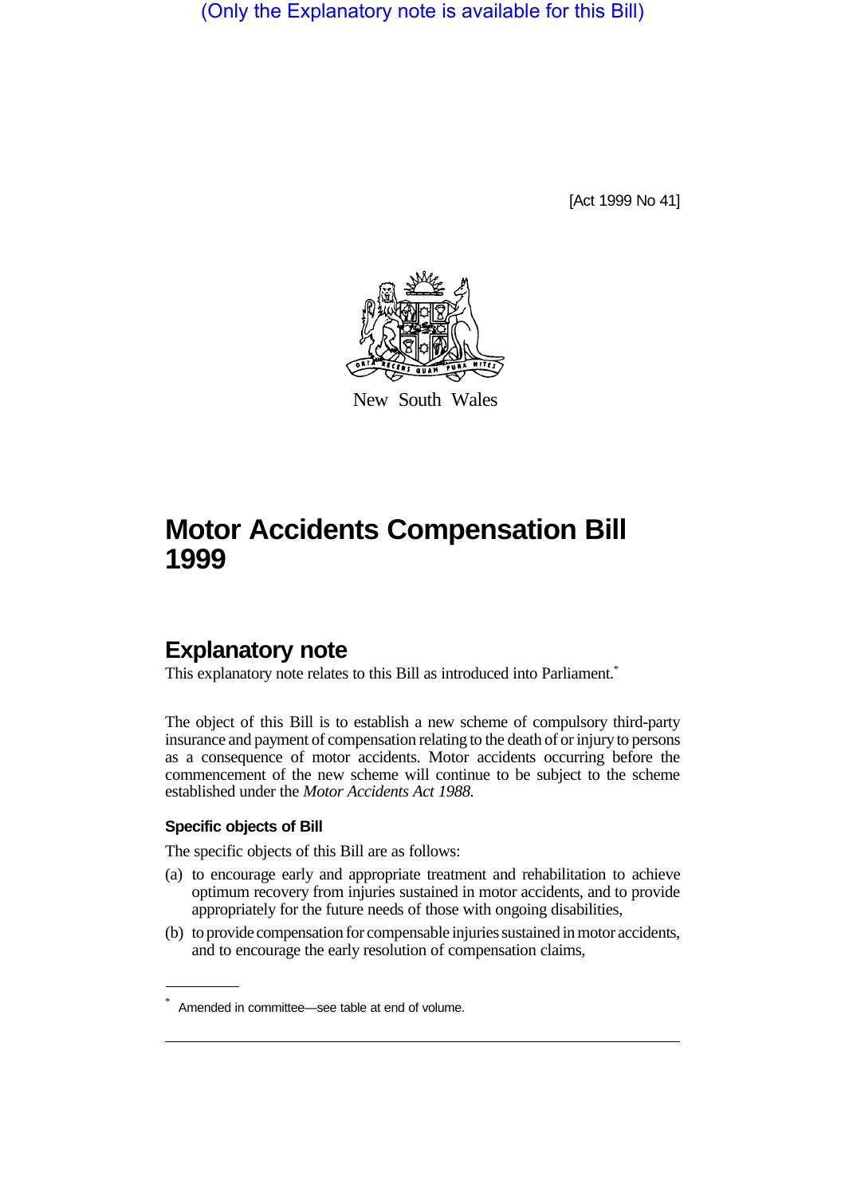(Only the Explanatory note is available for this Bill)

[Act 1999 No 41]

New South Wales

# Motor Accidents Compensation Bill 1999

## Explanatory note

This explanatory note relates to this Bill as introduced into Parliament.*

The object of this Bill is to establish a new scheme of compulsory third-party insurance and payment of compensation relating to the death of or injury to persons as a consequence of motor accidents. Motor accidents occurring before the commencement of the new scheme will continue to be subject to the scheme established under the *Motor Accidents Act 1988.*

### Specific objects of Bill

The specific objects of this Bill are as follows:

(a) to encourage early and appropriate treatment and rehabilitation to achieve optimum recovery from injuries sustained in motor accidents, and to provide appropriately for the future needs of those with ongoing disabilities,

(b) to provide compensation for compensable injuries sustained in motor accidents, and to encourage the early resolution of compensation claims,

* Amended in committee—see table at end of volume.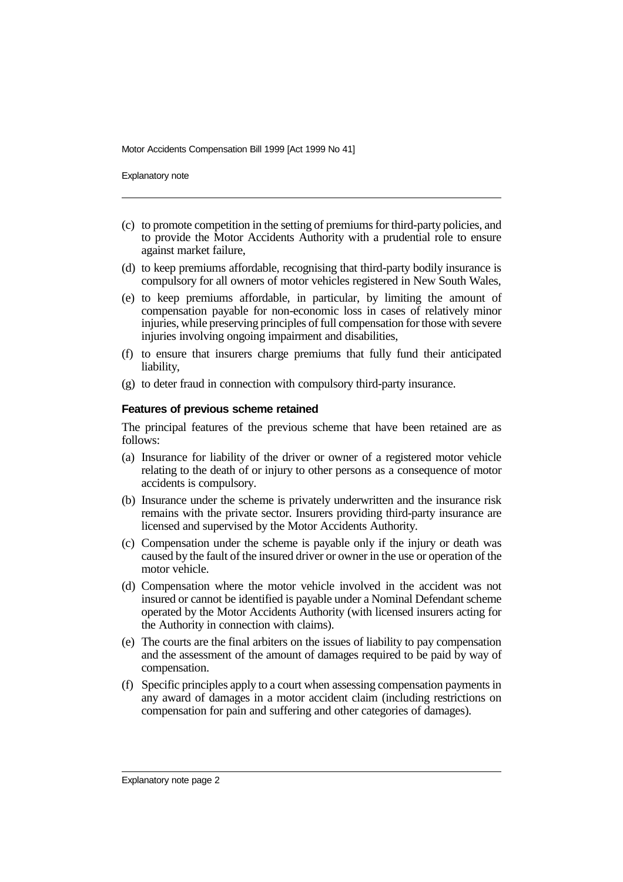(c) to promote competition in the setting of premiums for third-party policies, and to provide the Motor Accidents Authority with a prudential role to ensure against market failure,

(d) to keep premiums affordable, recognising that third-party bodily insurance is compulsory for all owners of motor vehicles registered in New South Wales,

(e) to keep premiums affordable, in particular, by limiting the amount of compensation payable for non-economic loss in cases of relatively minor injuries, while preserving principles of full compensation for those with severe injuries involving ongoing impairment and disabilities,

(f) to ensure that insurers charge premiums that fully fund their anticipated liability,

(g) to deter fraud in connection with compulsory third-party insurance.

**Features of previous scheme retained**

The principal features of the previous scheme that have been retained are as follows:

(a) Insurance for liability of the driver or owner of a registered motor vehicle relating to the death of or injury to other persons as a consequence of motor accidents is compulsory.

(b) Insurance under the scheme is privately underwritten and the insurance risk remains with the private sector. Insurers providing third-party insurance are licensed and supervised by the Motor Accidents Authority.

(c) Compensation under the scheme is payable only if the injury or death was caused by the fault of the insured driver or owner in the use or operation of the motor vehicle.

(d) Compensation where the motor vehicle involved in the accident was not insured or cannot be identified is payable under a Nominal Defendant scheme operated by the Motor Accidents Authority (with licensed insurers acting for the Authority in connection with claims).

(e) The courts are the final arbiters on the issues of liability to pay compensation and the assessment of the amount of damages required to be paid by way of compensation.

(f) Specific principles apply to a court when assessing compensation payments in any award of damages in a motor accident claim (including restrictions on compensation for pain and suffering and other categories of damages).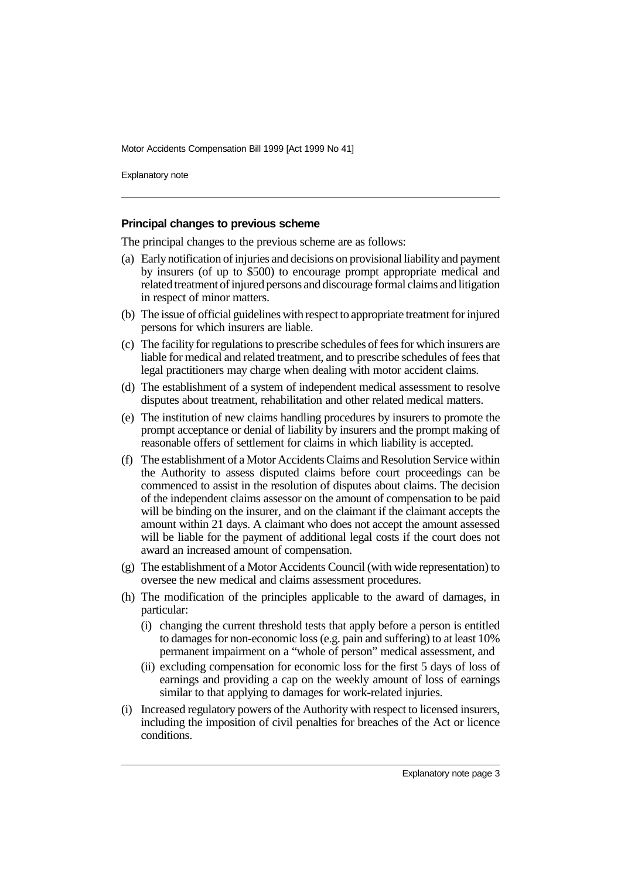### Principal changes to previous scheme

The principal changes to the previous scheme are as follows:

(a) Early notification of injuries and decisions on provisional liability and payment by insurers (of up to $500) to encourage prompt appropriate medical and related treatment of injured persons and discourage formal claims and litigation in respect of minor matters.

(b) The issue of official guidelines with respect to appropriate treatment for injured persons for which insurers are liable.

(c) The facility for regulations to prescribe schedules of fees for which insurers are liable for medical and related treatment, and to prescribe schedules of fees that legal practitioners may charge when dealing with motor accident claims.

(d) The establishment of a system of independent medical assessment to resolve disputes about treatment, rehabilitation and other related medical matters.

(e) The institution of new claims handling procedures by insurers to promote the prompt acceptance or denial of liability by insurers and the prompt making of reasonable offers of settlement for claims in which liability is accepted.

(f) The establishment of a Motor Accidents Claims and Resolution Service within the Authority to assess disputed claims before court proceedings can be commenced to assist in the resolution of disputes about claims. The decision of the independent claims assessor on the amount of compensation to be paid will be binding on the insurer, and on the claimant if the claimant accepts the amount within 21 days. A claimant who does not accept the amount assessed will be liable for the payment of additional legal costs if the court does not award an increased amount of compensation.

(g) The establishment of a Motor Accidents Council (with wide representation) to oversee the new medical and claims assessment procedures.

(h) The modification of the principles applicable to the award of damages, in particular:

   (i) changing the current threshold tests that apply before a person is entitled to damages for non-economic loss (e.g. pain and suffering) to at least 10% permanent impairment on a "whole of person" medical assessment, and

   (ii) excluding compensation for economic loss for the first 5 days of loss of earnings and providing a cap on the weekly amount of loss of earnings similar to that applying to damages for work-related injuries.

(i) Increased regulatory powers of the Authority with respect to licensed insurers, including the imposition of civil penalties for breaches of the Act or licence conditions.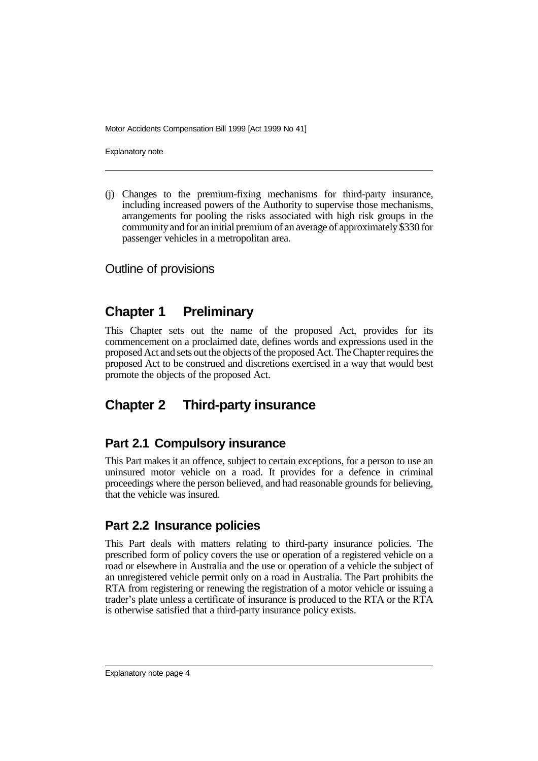(j) Changes to the premium-fixing mechanisms for third-party insurance, including increased powers of the Authority to supervise those mechanisms, arrangements for pooling the risks associated with high risk groups in the community and for an initial premium of an average of approximately $330 for passenger vehicles in a metropolitan area.

## Outline of provisions

## Chapter 1 Preliminary

This Chapter sets out the name of the proposed Act, provides for its commencement on a proclaimed date, defines words and expressions used in the proposed Act and sets out the objects of the proposed Act. The Chapter requires the proposed Act to be construed and discretions exercised in a way that would best promote the objects of the proposed Act.

## Chapter 2 Third-party insurance

### Part 2.1 Compulsory insurance

This Part makes it an offence, subject to certain exceptions, for a person to use an uninsured motor vehicle on a road. It provides for a defence in criminal proceedings where the person believed, and had reasonable grounds for believing, that the vehicle was insured.

### Part 2.2 Insurance policies

This Part deals with matters relating to third-party insurance policies. The prescribed form of policy covers the use or operation of a registered vehicle on a road or elsewhere in Australia and the use or operation of a vehicle the subject of an unregistered vehicle permit only on a road in Australia. The Part prohibits the RTA from registering or renewing the registration of a motor vehicle or issuing a trader's plate unless a certificate of insurance is produced to the RTA or the RTA is otherwise satisfied that a third-party insurance policy exists.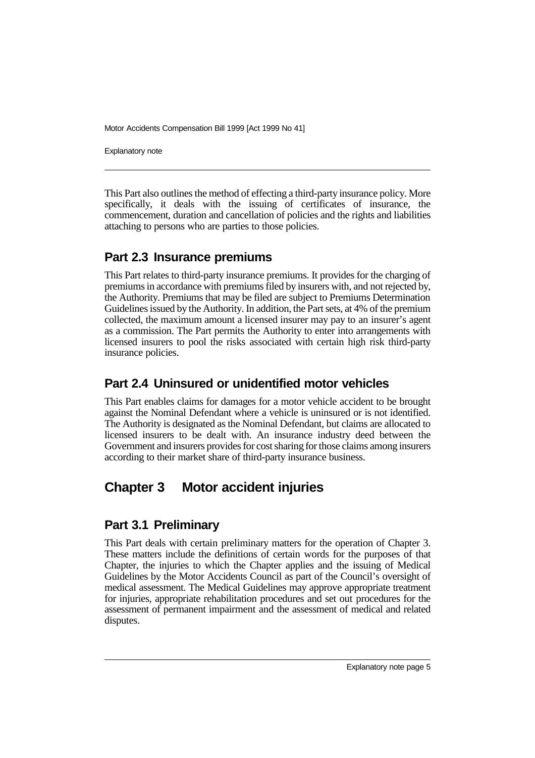This Part also outlines the method of effecting a third-party insurance policy. More specifically, it deals with the issuing of certificates of insurance, the commencement, duration and cancellation of policies and the rights and liabilities attaching to persons who are parties to those policies.

## Part 2.3 Insurance premiums

This Part relates to third-party insurance premiums. It provides for the charging of premiums in accordance with premiums filed by insurers with, and not rejected by, the Authority. Premiums that may be filed are subject to Premiums Determination Guidelines issued by the Authority. In addition, the Part sets, at 4% of the premium collected, the maximum amount a licensed insurer may pay to an insurer's agent as a commission. The Part permits the Authority to enter into arrangements with licensed insurers to pool the risks associated with certain high risk third-party insurance policies.

## Part 2.4 Uninsured or unidentified motor vehicles

This Part enables claims for damages for a motor vehicle accident to be brought against the Nominal Defendant where a vehicle is uninsured or is not identified. The Authority is designated as the Nominal Defendant, but claims are allocated to licensed insurers to be dealt with. An insurance industry deed between the Government and insurers provides for cost sharing for those claims among insurers according to their market share of third-party insurance business.

# Chapter 3 Motor accident injuries

## Part 3.1 Preliminary

This Part deals with certain preliminary matters for the operation of Chapter 3. These matters include the definitions of certain words for the purposes of that Chapter, the injuries to which the Chapter applies and the issuing of Medical Guidelines by the Motor Accidents Council as part of the Council's oversight of medical assessment. The Medical Guidelines may approve appropriate treatment for injuries, appropriate rehabilitation procedures and set out procedures for the assessment of permanent impairment and the assessment of medical and related disputes.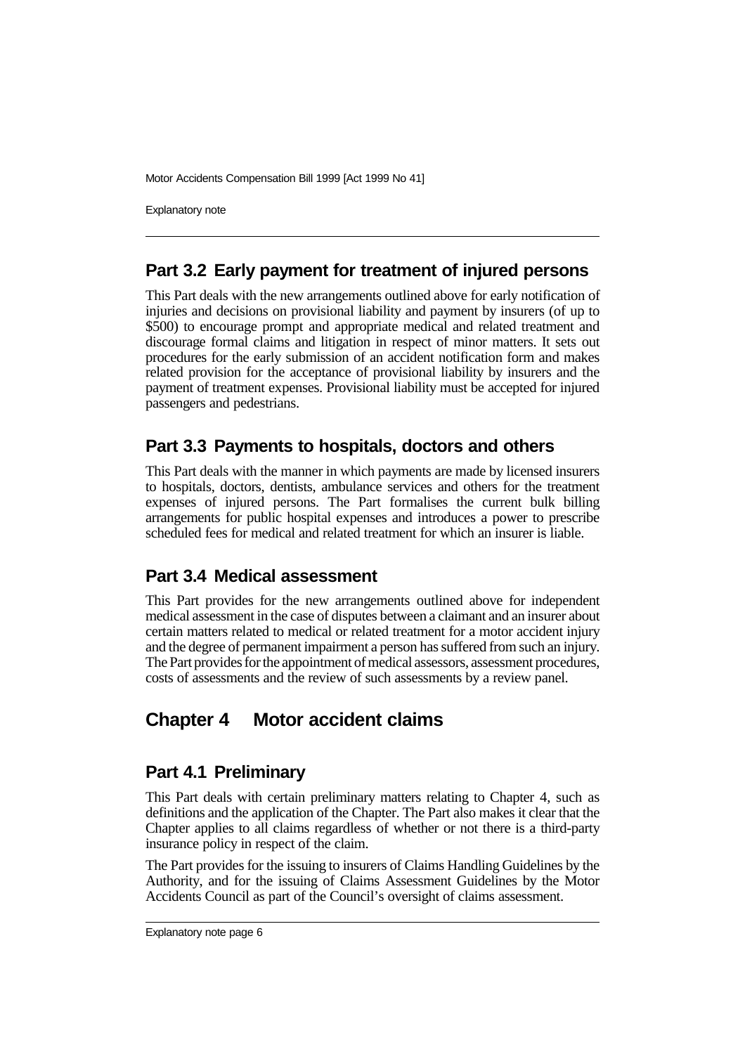## Part 3.2 Early payment for treatment of injured persons

This Part deals with the new arrangements outlined above for early notification of injuries and decisions on provisional liability and payment by insurers (of up to $500) to encourage prompt and appropriate medical and related treatment and discourage formal claims and litigation in respect of minor matters. It sets out procedures for the early submission of an accident notification form and makes related provision for the acceptance of provisional liability by insurers and the payment of treatment expenses. Provisional liability must be accepted for injured passengers and pedestrians.

## Part 3.3 Payments to hospitals, doctors and others

This Part deals with the manner in which payments are made by licensed insurers to hospitals, doctors, dentists, ambulance services and others for the treatment expenses of injured persons. The Part formalises the current bulk billing arrangements for public hospital expenses and introduces a power to prescribe scheduled fees for medical and related treatment for which an insurer is liable.

## Part 3.4 Medical assessment

This Part provides for the new arrangements outlined above for independent medical assessment in the case of disputes between a claimant and an insurer about certain matters related to medical or related treatment for a motor accident injury and the degree of permanent impairment a person has suffered from such an injury. The Part provides for the appointment of medical assessors, assessment procedures, costs of assessments and the review of such assessments by a review panel.

# Chapter 4 Motor accident claims

## Part 4.1 Preliminary

This Part deals with certain preliminary matters relating to Chapter 4, such as definitions and the application of the Chapter. The Part also makes it clear that the Chapter applies to all claims regardless of whether or not there is a third-party insurance policy in respect of the claim.

The Part provides for the issuing to insurers of Claims Handling Guidelines by the Authority, and for the issuing of Claims Assessment Guidelines by the Motor Accidents Council as part of the Council's oversight of claims assessment.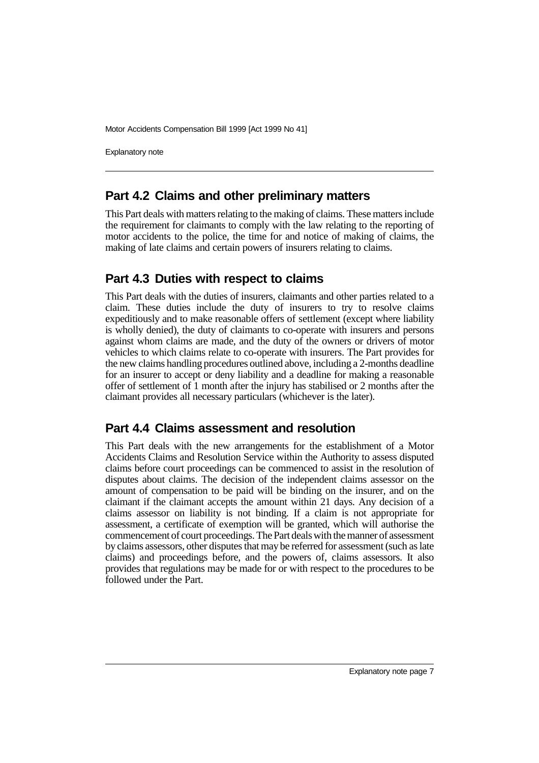## Part 4.2 Claims and other preliminary matters

This Part deals with matters relating to the making of claims. These matters include the requirement for claimants to comply with the law relating to the reporting of motor accidents to the police, the time for and notice of making of claims, the making of late claims and certain powers of insurers relating to claims.

## Part 4.3 Duties with respect to claims

This Part deals with the duties of insurers, claimants and other parties related to a claim. These duties include the duty of insurers to try to resolve claims expeditiously and to make reasonable offers of settlement (except where liability is wholly denied), the duty of claimants to co-operate with insurers and persons against whom claims are made, and the duty of the owners or drivers of motor vehicles to which claims relate to co-operate with insurers. The Part provides for the new claims handling procedures outlined above, including a 2-months deadline for an insurer to accept or deny liability and a deadline for making a reasonable offer of settlement of 1 month after the injury has stabilised or 2 months after the claimant provides all necessary particulars (whichever is the later).

## Part 4.4 Claims assessment and resolution

This Part deals with the new arrangements for the establishment of a Motor Accidents Claims and Resolution Service within the Authority to assess disputed claims before court proceedings can be commenced to assist in the resolution of disputes about claims. The decision of the independent claims assessor on the amount of compensation to be paid will be binding on the insurer, and on the claimant if the claimant accepts the amount within 21 days. Any decision of a claims assessor on liability is not binding. If a claim is not appropriate for assessment, a certificate of exemption will be granted, which will authorise the commencement of court proceedings. The Part deals with the manner of assessment by claims assessors, other disputes that may be referred for assessment (such as late claims) and proceedings before, and the powers of, claims assessors. It also provides that regulations may be made for or with respect to the procedures to be followed under the Part.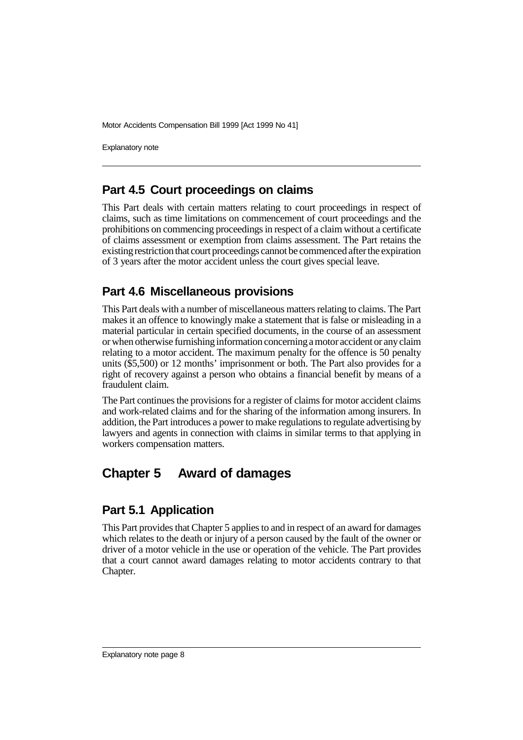## Part 4.5 Court proceedings on claims

This Part deals with certain matters relating to court proceedings in respect of claims, such as time limitations on commencement of court proceedings and the prohibitions on commencing proceedings in respect of a claim without a certificate of claims assessment or exemption from claims assessment. The Part retains the existing restriction that court proceedings cannot be commenced after the expiration of 3 years after the motor accident unless the court gives special leave.

## Part 4.6 Miscellaneous provisions

This Part deals with a number of miscellaneous matters relating to claims. The Part makes it an offence to knowingly make a statement that is false or misleading in a material particular in certain specified documents, in the course of an assessment or when otherwise furnishing information concerning a motor accident or any claim relating to a motor accident. The maximum penalty for the offence is 50 penalty units ($5,500) or 12 months' imprisonment or both. The Part also provides for a right of recovery against a person who obtains a financial benefit by means of a fraudulent claim.

The Part continues the provisions for a register of claims for motor accident claims and work-related claims and for the sharing of the information among insurers. In addition, the Part introduces a power to make regulations to regulate advertising by lawyers and agents in connection with claims in similar terms to that applying in workers compensation matters.

# Chapter 5 Award of damages

## Part 5.1 Application

This Part provides that Chapter 5 applies to and in respect of an award for damages which relates to the death or injury of a person caused by the fault of the owner or driver of a motor vehicle in the use or operation of the vehicle. The Part provides that a court cannot award damages relating to motor accidents contrary to that Chapter.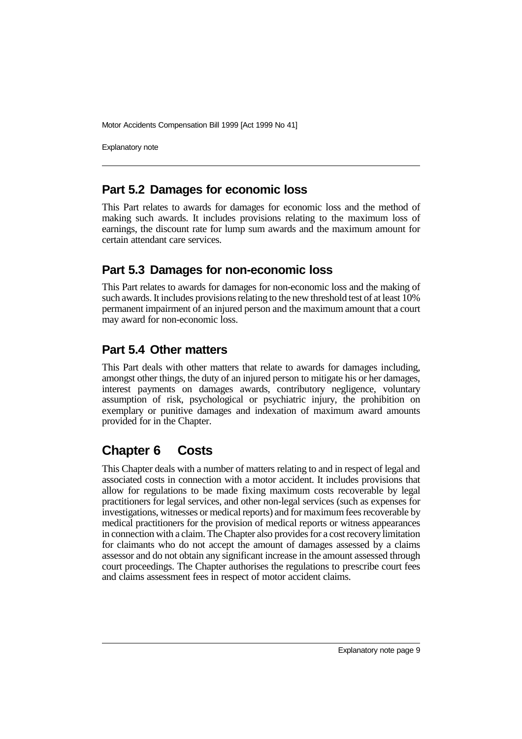## Part 5.2 Damages for economic loss

This Part relates to awards for damages for economic loss and the method of making such awards. It includes provisions relating to the maximum loss of earnings, the discount rate for lump sum awards and the maximum amount for certain attendant care services.

## Part 5.3 Damages for non-economic loss

This Part relates to awards for damages for non-economic loss and the making of such awards. It includes provisions relating to the new threshold test of at least 10% permanent impairment of an injured person and the maximum amount that a court may award for non-economic loss.

## Part 5.4 Other matters

This Part deals with other matters that relate to awards for damages including, amongst other things, the duty of an injured person to mitigate his or her damages, interest payments on damages awards, contributory negligence, voluntary assumption of risk, psychological or psychiatric injury, the prohibition on exemplary or punitive damages and indexation of maximum award amounts provided for in the Chapter.

# Chapter 6 Costs

This Chapter deals with a number of matters relating to and in respect of legal and associated costs in connection with a motor accident. It includes provisions that allow for regulations to be made fixing maximum costs recoverable by legal practitioners for legal services, and other non-legal services (such as expenses for investigations, witnesses or medical reports) and for maximum fees recoverable by medical practitioners for the provision of medical reports or witness appearances in connection with a claim. The Chapter also provides for a cost recovery limitation for claimants who do not accept the amount of damages assessed by a claims assessor and do not obtain any significant increase in the amount assessed through court proceedings. The Chapter authorises the regulations to prescribe court fees and claims assessment fees in respect of motor accident claims.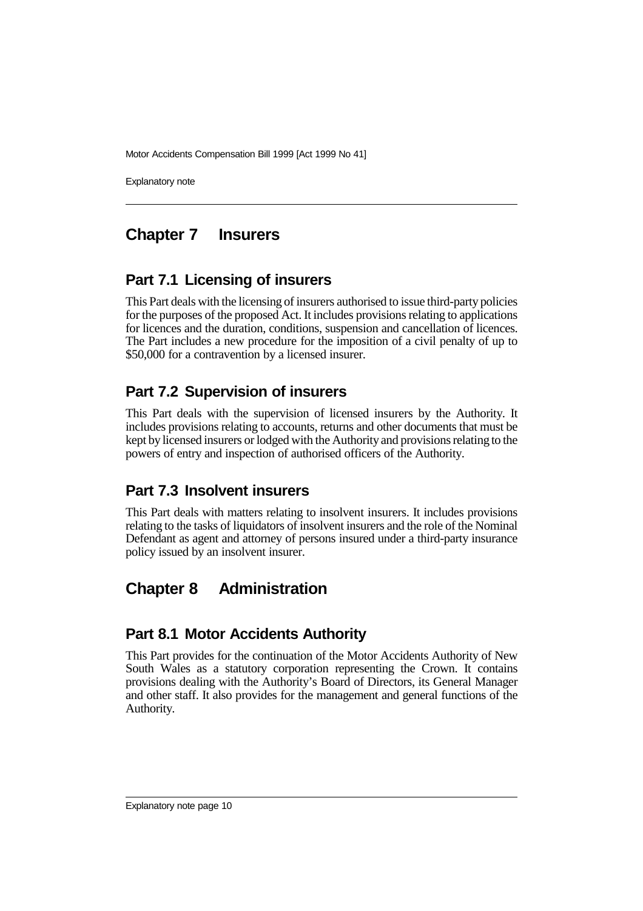## Chapter 7 Insurers

### Part 7.1 Licensing of insurers

This Part deals with the licensing of insurers authorised to issue third-party policies for the purposes of the proposed Act. It includes provisions relating to applications for licences and the duration, conditions, suspension and cancellation of licences. The Part includes a new procedure for the imposition of a civil penalty of up to $50,000 for a contravention by a licensed insurer.

### Part 7.2 Supervision of insurers

This Part deals with the supervision of licensed insurers by the Authority. It includes provisions relating to accounts, returns and other documents that must be kept by licensed insurers or lodged with the Authority and provisions relating to the powers of entry and inspection of authorised officers of the Authority.

### Part 7.3 Insolvent insurers

This Part deals with matters relating to insolvent insurers. It includes provisions relating to the tasks of liquidators of insolvent insurers and the role of the Nominal Defendant as agent and attorney of persons insured under a third-party insurance policy issued by an insolvent insurer.

## Chapter 8 Administration

### Part 8.1 Motor Accidents Authority

This Part provides for the continuation of the Motor Accidents Authority of New South Wales as a statutory corporation representing the Crown. It contains provisions dealing with the Authority's Board of Directors, its General Manager and other staff. It also provides for the management and general functions of the Authority.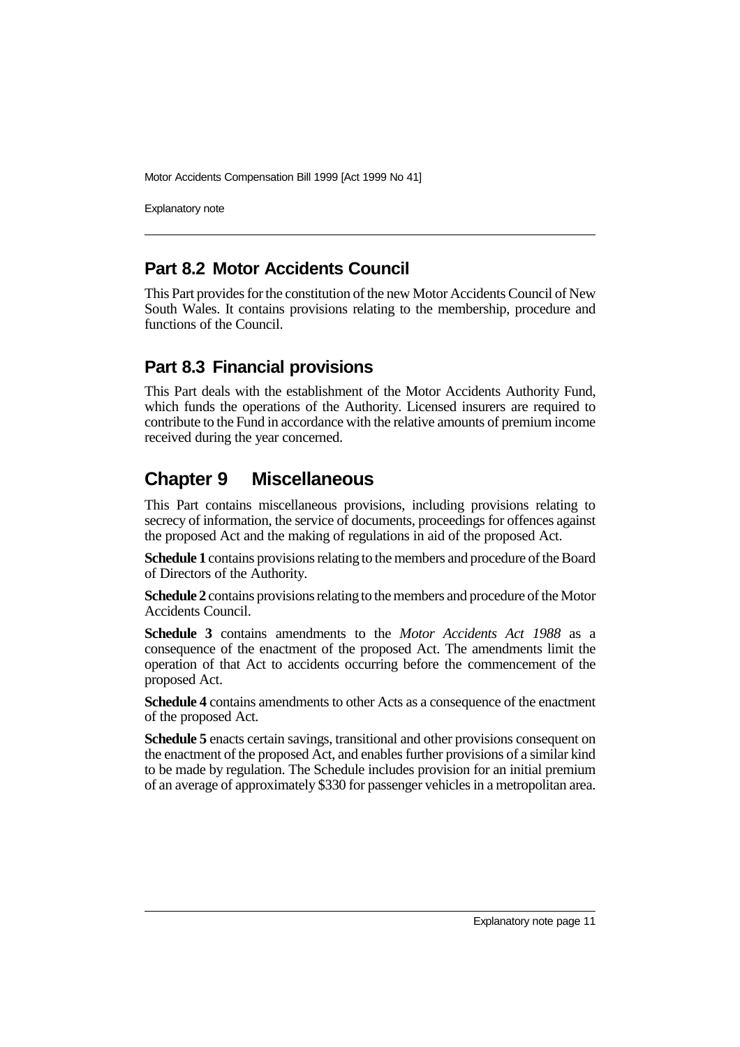## Part 8.2 Motor Accidents Council

This Part provides for the constitution of the new Motor Accidents Council of New South Wales. It contains provisions relating to the membership, procedure and functions of the Council.

## Part 8.3 Financial provisions

This Part deals with the establishment of the Motor Accidents Authority Fund, which funds the operations of the Authority. Licensed insurers are required to contribute to the Fund in accordance with the relative amounts of premium income received during the year concerned.

# Chapter 9 Miscellaneous

This Part contains miscellaneous provisions, including provisions relating to secrecy of information, the service of documents, proceedings for offences against the proposed Act and the making of regulations in aid of the proposed Act.

**Schedule 1** contains provisions relating to the members and procedure of the Board of Directors of the Authority.

**Schedule 2** contains provisions relating to the members and procedure of the Motor Accidents Council.

**Schedule 3** contains amendments to the *Motor Accidents Act 1988* as a consequence of the enactment of the proposed Act. The amendments limit the operation of that Act to accidents occurring before the commencement of the proposed Act.

**Schedule 4** contains amendments to other Acts as a consequence of the enactment of the proposed Act.

**Schedule 5** enacts certain savings, transitional and other provisions consequent on the enactment of the proposed Act, and enables further provisions of a similar kind to be made by regulation. The Schedule includes provision for an initial premium of an average of approximately $330 for passenger vehicles in a metropolitan area.